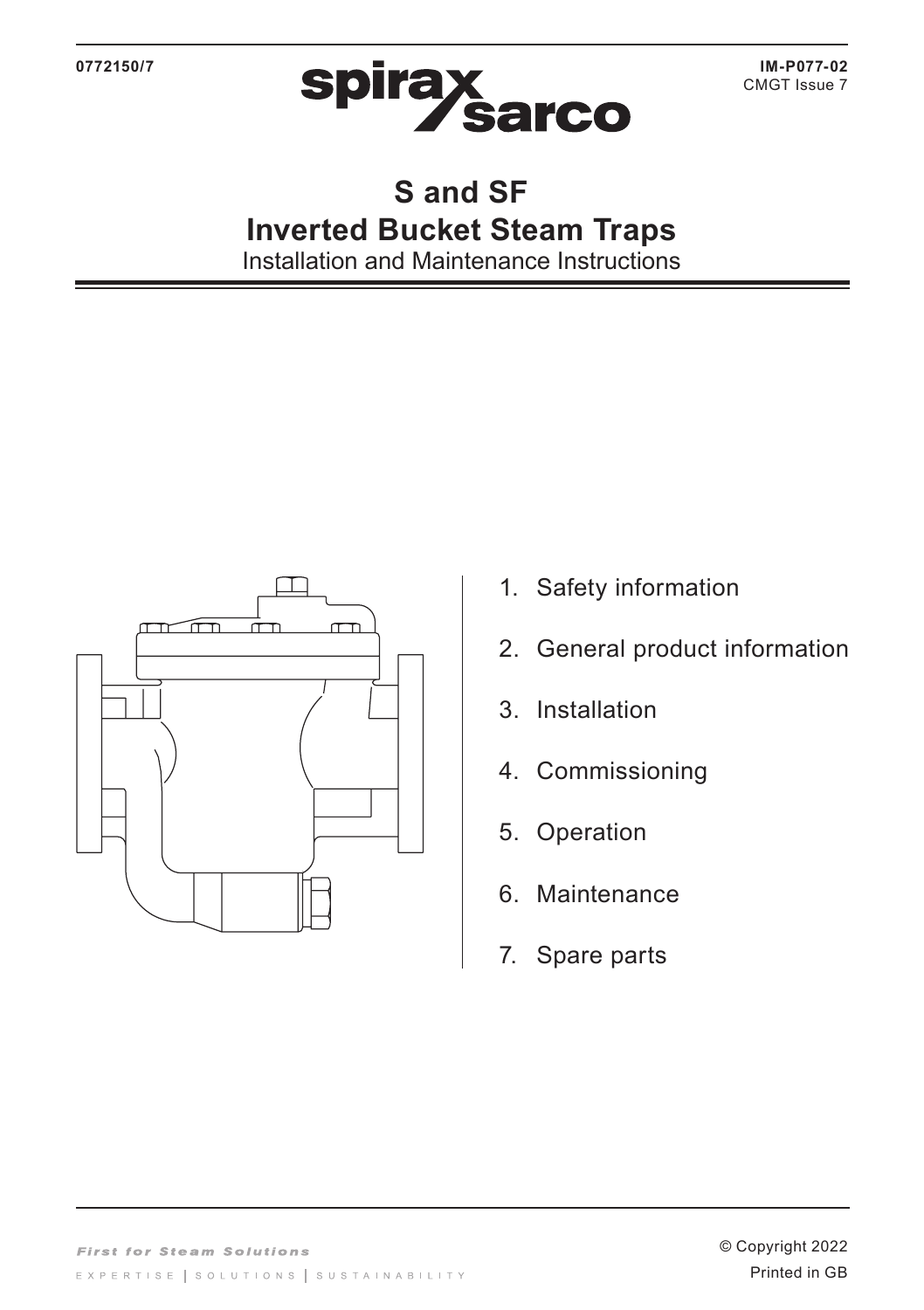0772150/7

IM-P077-02
CMGT Issue 7

# S and SF
# Inverted Bucket Steam Traps

Installation and Maintenance Instructions

1. Safety information
2. General product information
3. Installation
4. Commissioning
5. Operation
6. Maintenance
7. Spare parts

*First for Steam Solutions*

EXPERTISE | SOLUTIONS | SUSTAINABILITY

© Copyright 2022

Printed in GB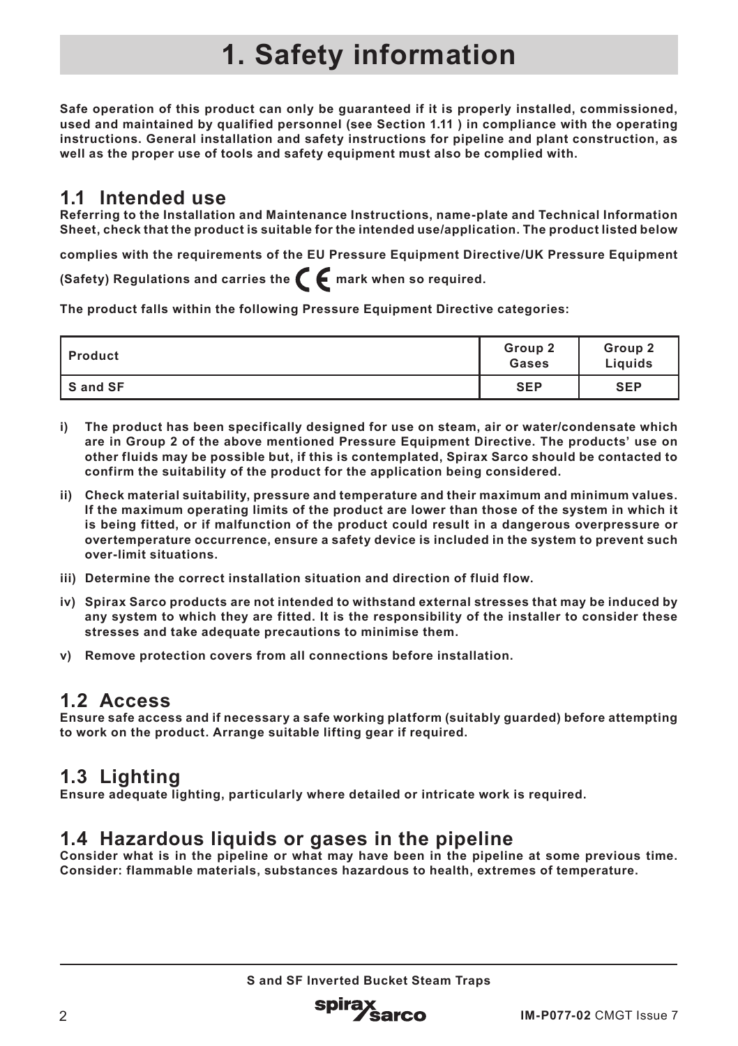# 1. Safety information

**Safe operation of this product can only be guaranteed if it is properly installed, commissioned, used and maintained by qualified personnel (see Section 1.11 ) in compliance with the operating instructions. General installation and safety instructions for pipeline and plant construction, as well as the proper use of tools and safety equipment must also be complied with.**

## 1.1 Intended use

**Referring to the Installation and Maintenance Instructions, name-plate and Technical Information Sheet, check that the product is suitable for the intended use/application. The product listed below complies with the requirements of the EU Pressure Equipment Directive/UK Pressure Equipment (Safety) Regulations and carries the CE mark when so required.**

**The product falls within the following Pressure Equipment Directive categories:**

| Product | Group 2 Gases | Group 2 Liquids |
|---|---|---|
| S and SF | SEP | SEP |

- **i) The product has been specifically designed for use on steam, air or water/condensate which are in Group 2 of the above mentioned Pressure Equipment Directive. The products' use on other fluids may be possible but, if this is contemplated, Spirax Sarco should be contacted to confirm the suitability of the product for the application being considered.**
- **ii) Check material suitability, pressure and temperature and their maximum and minimum values. If the maximum operating limits of the product are lower than those of the system in which it is being fitted, or if malfunction of the product could result in a dangerous overpressure or overtemperature occurrence, ensure a safety device is included in the system to prevent such over-limit situations.**
- **iii) Determine the correct installation situation and direction of fluid flow.**
- **iv) Spirax Sarco products are not intended to withstand external stresses that may be induced by any system to which they are fitted. It is the responsibility of the installer to consider these stresses and take adequate precautions to minimise them.**
- **v) Remove protection covers from all connections before installation.**

## 1.2 Access

**Ensure safe access and if necessary a safe working platform (suitably guarded) before attempting to work on the product. Arrange suitable lifting gear if required.**

## 1.3 Lighting

**Ensure adequate lighting, particularly where detailed or intricate work is required.**

## 1.4 Hazardous liquids or gases in the pipeline

**Consider what is in the pipeline or what may have been in the pipeline at some previous time. Consider: flammable materials, substances hazardous to health, extremes of temperature.**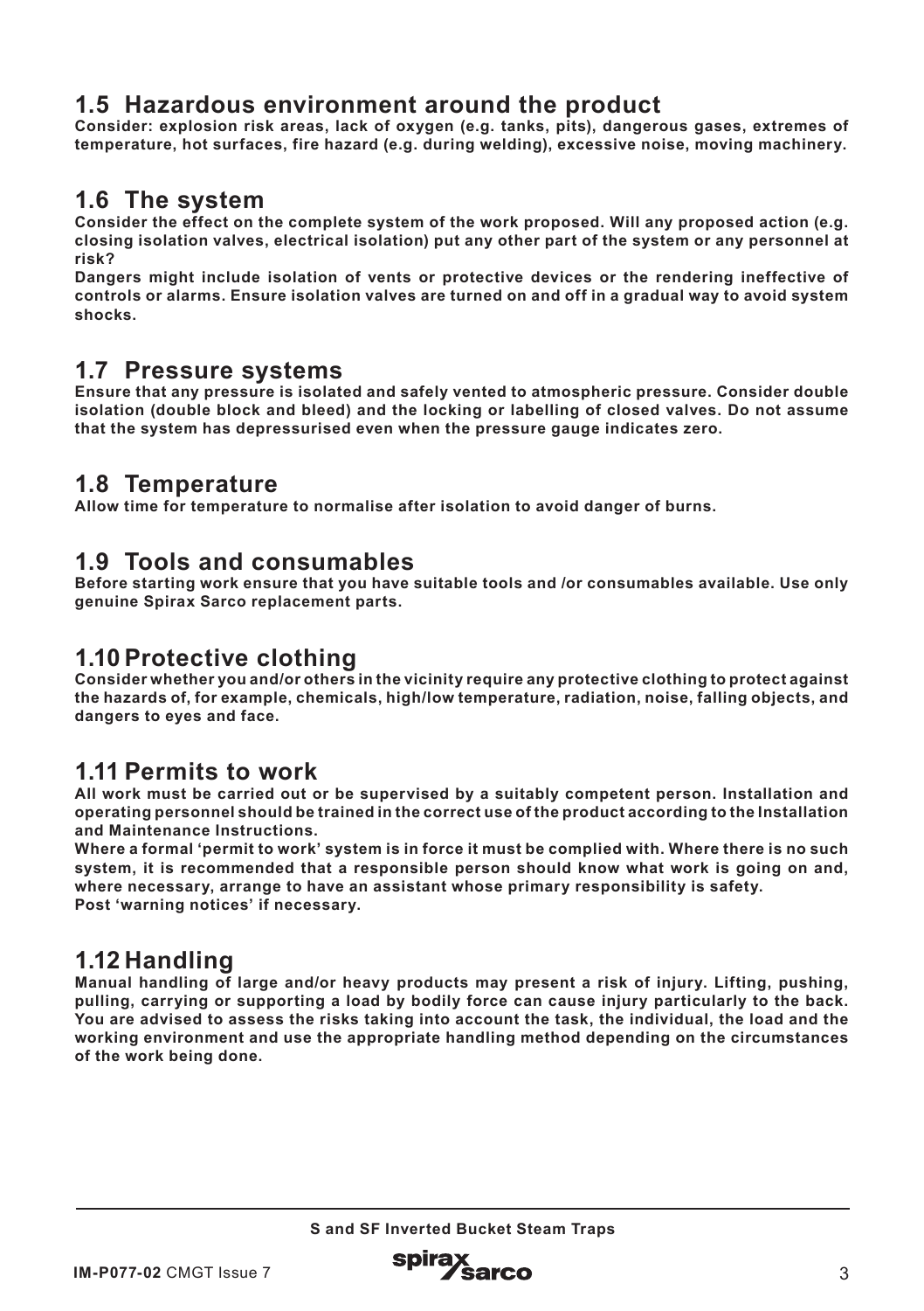## 1.5 Hazardous environment around the product

**Consider: explosion risk areas, lack of oxygen (e.g. tanks, pits), dangerous gases, extremes of temperature, hot surfaces, fire hazard (e.g. during welding), excessive noise, moving machinery.**

## 1.6 The system

**Consider the effect on the complete system of the work proposed. Will any proposed action (e.g. closing isolation valves, electrical isolation) put any other part of the system or any personnel at risk?**

**Dangers might include isolation of vents or protective devices or the rendering ineffective of controls or alarms. Ensure isolation valves are turned on and off in a gradual way to avoid system shocks.**

## 1.7 Pressure systems

**Ensure that any pressure is isolated and safely vented to atmospheric pressure. Consider double isolation (double block and bleed) and the locking or labelling of closed valves. Do not assume that the system has depressurised even when the pressure gauge indicates zero.**

## 1.8 Temperature

**Allow time for temperature to normalise after isolation to avoid danger of burns.**

## 1.9 Tools and consumables

**Before starting work ensure that you have suitable tools and /or consumables available. Use only genuine Spirax Sarco replacement parts.**

## 1.10 Protective clothing

**Consider whether you and/or others in the vicinity require any protective clothing to protect against the hazards of, for example, chemicals, high/low temperature, radiation, noise, falling objects, and dangers to eyes and face.**

## 1.11 Permits to work

**All work must be carried out or be supervised by a suitably competent person. Installation and operating personnel should be trained in the correct use of the product according to the Installation and Maintenance Instructions.**

**Where a formal 'permit to work' system is in force it must be complied with. Where there is no such system, it is recommended that a responsible person should know what work is going on and, where necessary, arrange to have an assistant whose primary responsibility is safety.**

**Post 'warning notices' if necessary.**

## 1.12 Handling

**Manual handling of large and/or heavy products may present a risk of injury. Lifting, pushing, pulling, carrying or supporting a load by bodily force can cause injury particularly to the back. You are advised to assess the risks taking into account the task, the individual, the load and the working environment and use the appropriate handling method depending on the circumstances of the work being done.**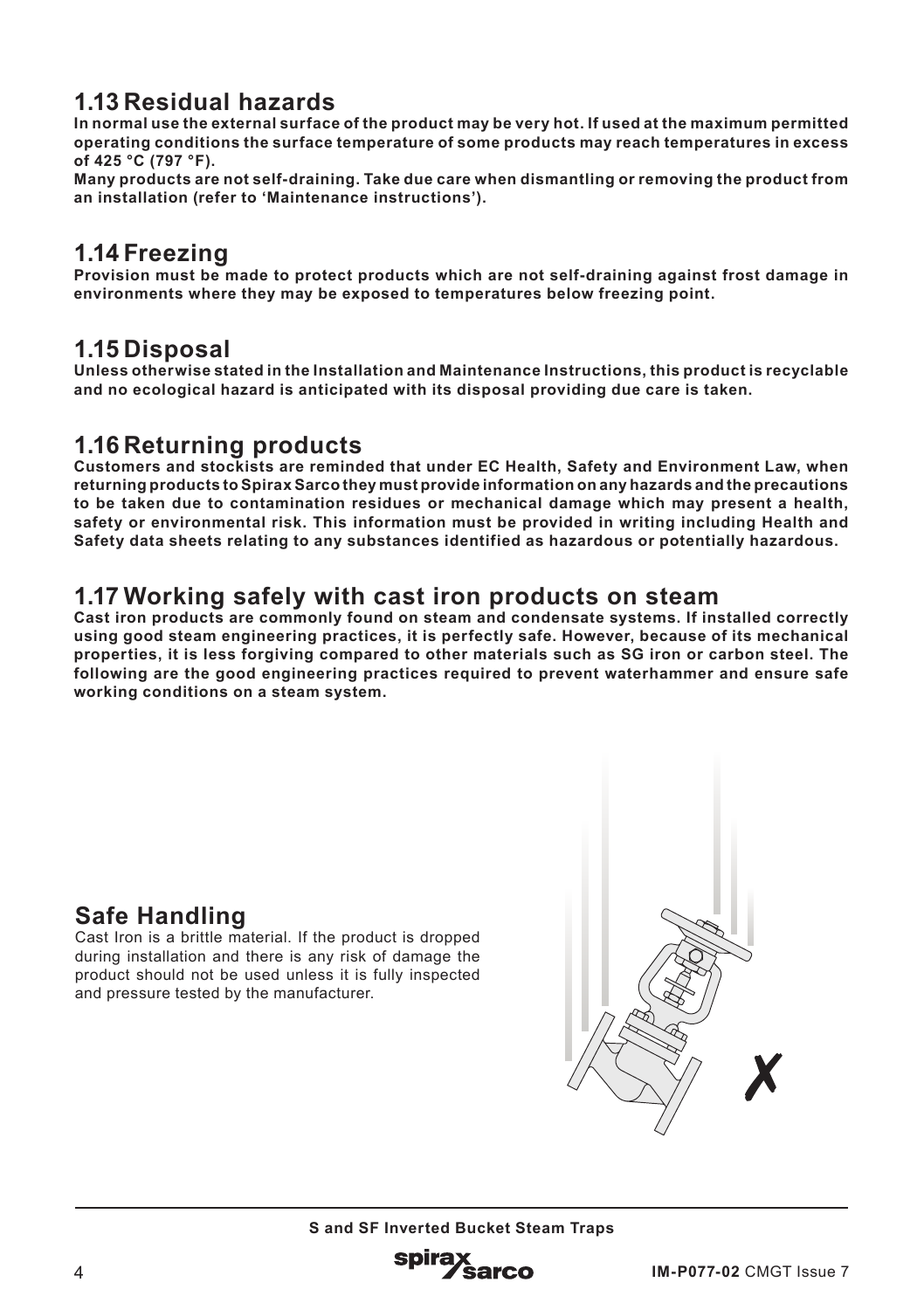## 1.13 Residual hazards

**In normal use the external surface of the product may be very hot. If used at the maximum permitted operating conditions the surface temperature of some products may reach temperatures in excess of 425 °C (797 °F).**

**Many products are not self-draining. Take due care when dismantling or removing the product from an installation (refer to 'Maintenance instructions').**

## 1.14 Freezing

**Provision must be made to protect products which are not self-draining against frost damage in environments where they may be exposed to temperatures below freezing point.**

## 1.15 Disposal

**Unless otherwise stated in the Installation and Maintenance Instructions, this product is recyclable and no ecological hazard is anticipated with its disposal providing due care is taken.**

## 1.16 Returning products

**Customers and stockists are reminded that under EC Health, Safety and Environment Law, when returning products to Spirax Sarco they must provide information on any hazards and the precautions to be taken due to contamination residues or mechanical damage which may present a health, safety or environmental risk. This information must be provided in writing including Health and Safety data sheets relating to any substances identified as hazardous or potentially hazardous.**

## 1.17 Working safely with cast iron products on steam

**Cast iron products are commonly found on steam and condensate systems. If installed correctly using good steam engineering practices, it is perfectly safe. However, because of its mechanical properties, it is less forgiving compared to other materials such as SG iron or carbon steel. The following are the good engineering practices required to prevent waterhammer and ensure safe working conditions on a steam system.**

### Safe Handling

Cast Iron is a brittle material. If the product is dropped during installation and there is any risk of damage the product should not be used unless it is fully inspected and pressure tested by the manufacturer.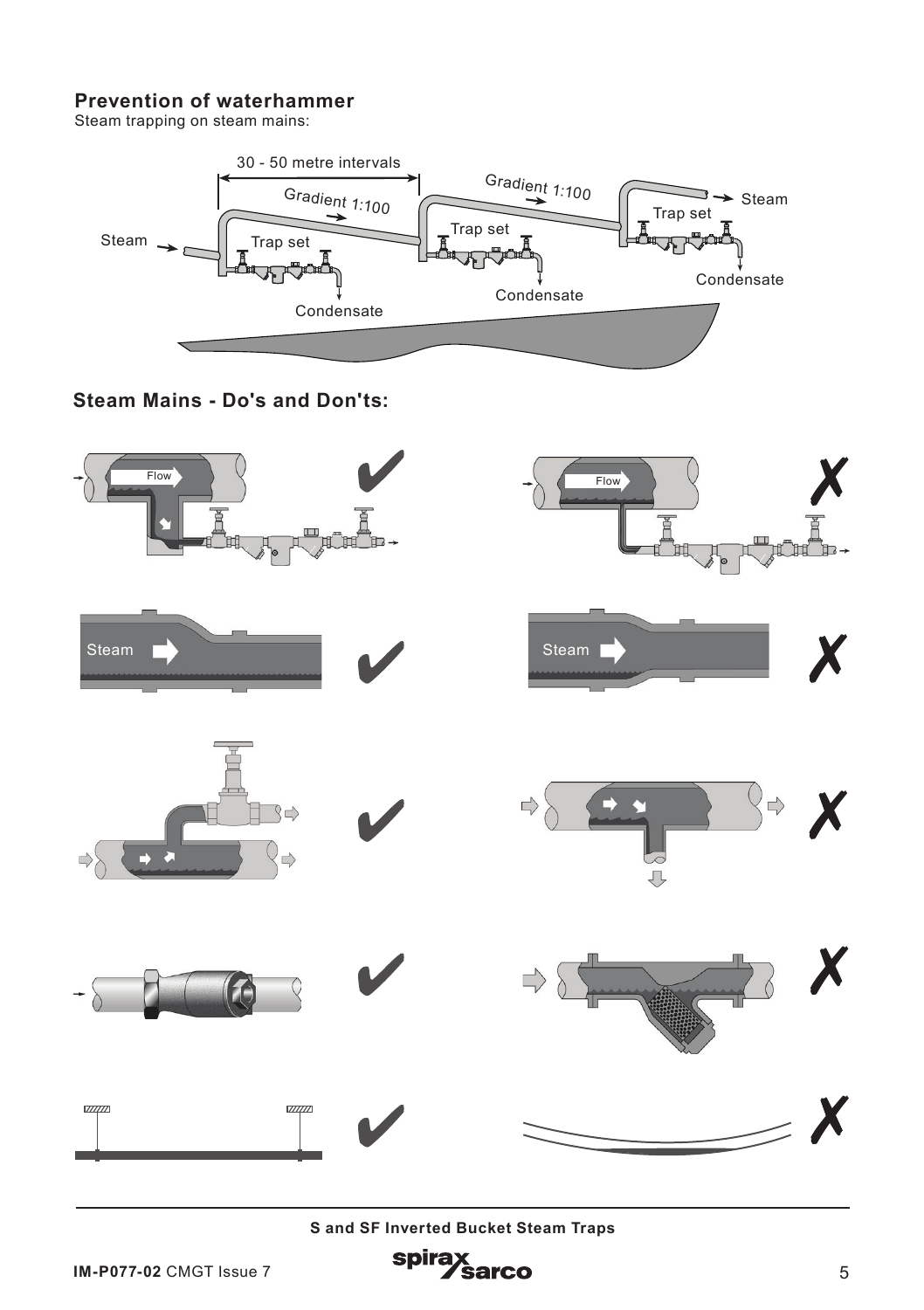## Prevention of waterhammer

Steam trapping on steam mains:

30 - 50 metre intervals

Gradient 1:100

Gradient 1:100

Steam

Trap set

Trap set

Trap set

Steam

Condensate

Condensate

Condensate

## Steam Mains - Do's and Don'ts:

Flow ✔

Flow ✗

Steam ✔

Steam ✗

✔

✗

✔

✗

✔

✗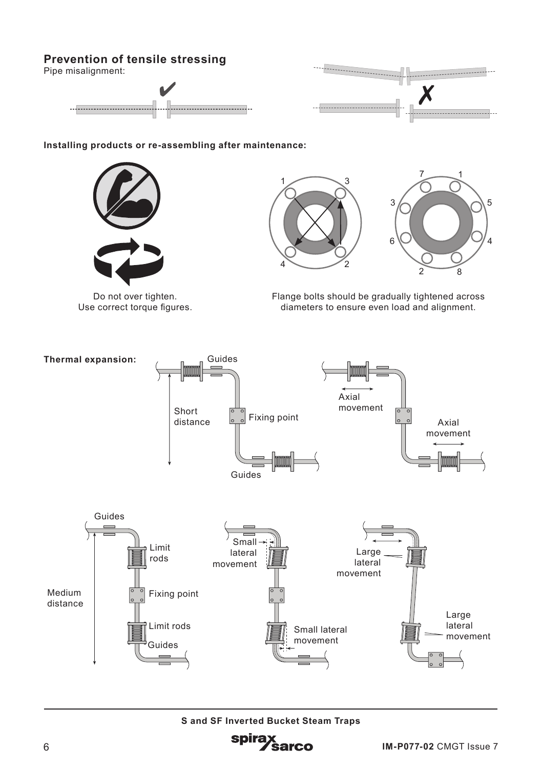## Prevention of tensile stressing

Pipe misalignment:

**Installing products or re-assembling after maintenance:**

Do not over tighten.
Use correct torque figures.

Flange bolts should be gradually tightened across diameters to ensure even load and alignment.

**Thermal expansion:**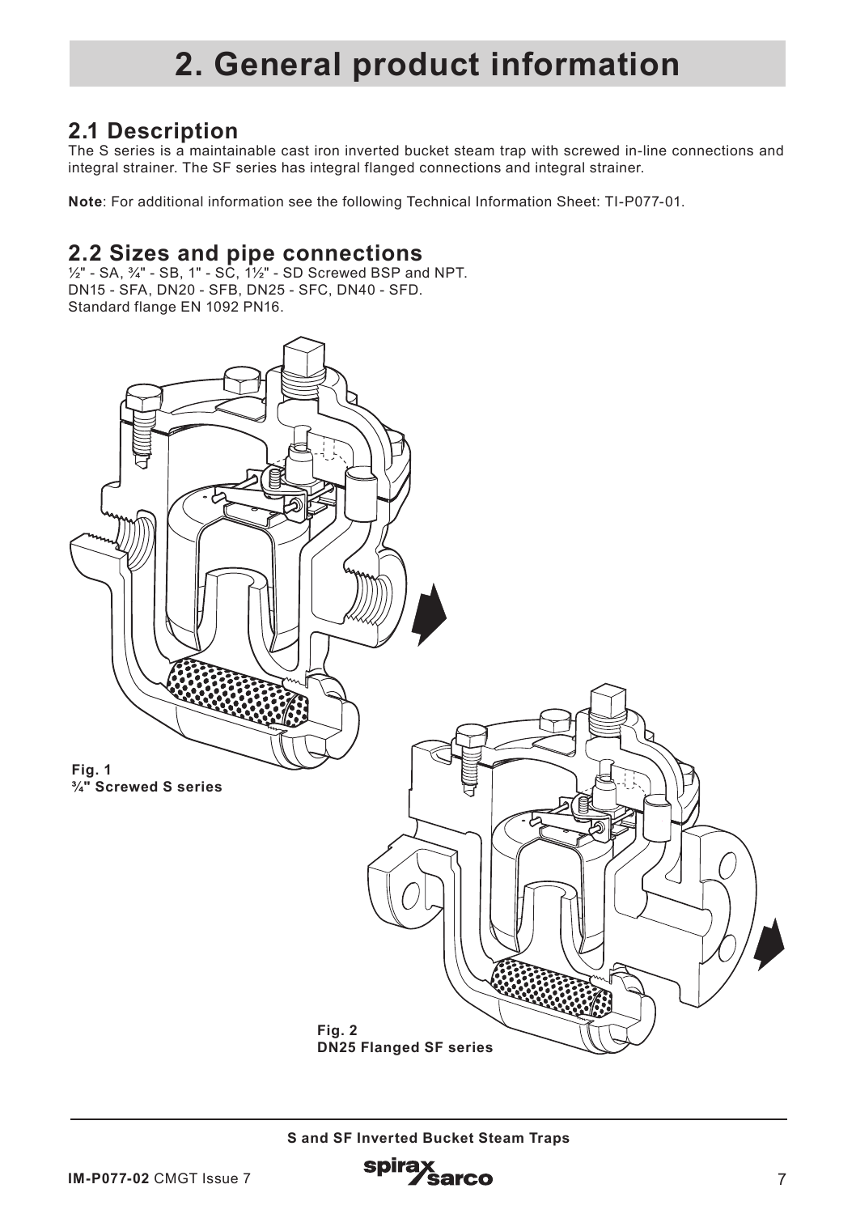# 2. General product information

## 2.1 Description

The S series is a maintainable cast iron inverted bucket steam trap with screwed in-line connections and integral strainer. The SF series has integral flanged connections and integral strainer.

**Note**: For additional information see the following Technical Information Sheet: TI-P077-01.

## 2.2 Sizes and pipe connections

½" - SA, ¾" - SB, 1" - SC, 1½" - SD Screwed BSP and NPT.
DN15 - SFA, DN20 - SFB, DN25 - SFC, DN40 - SFD.
Standard flange EN 1092 PN16.

**Fig. 1**
**¾" Screwed S series**

**Fig. 2**
**DN25 Flanged SF series**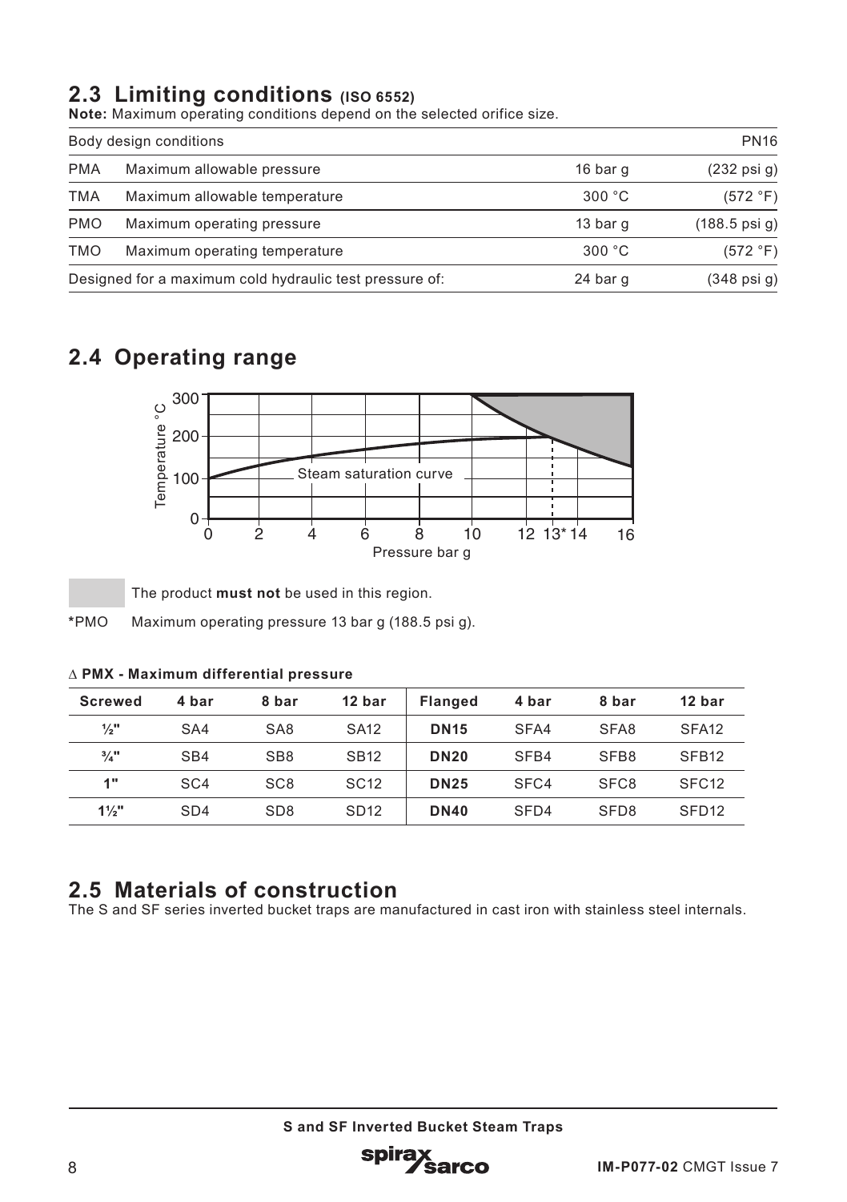## 2.3 Limiting conditions (ISO 6552)

**Note:** Maximum operating conditions depend on the selected orifice size.

| Body design conditions | | | PN16 |
|---|---|---|---|
| PMA | Maximum allowable pressure | 16 bar g | (232 psi g) |
| TMA | Maximum allowable temperature | 300 °C | (572 °F) |
| PMO | Maximum operating pressure | 13 bar g | (188.5 psi g) |
| TMO | Maximum operating temperature | 300 °C | (572 °F) |
| Designed for a maximum cold hydraulic test pressure of: | | 24 bar g | (348 psi g) |

## 2.4 Operating range

The product **must not** be used in this region.

***PMO** Maximum operating pressure 13 bar g (188.5 psi g).

**Δ PMX - Maximum differential pressure**

| Screwed | 4 bar | 8 bar | 12 bar | Flanged | 4 bar | 8 bar | 12 bar |
|---|---|---|---|---|---|---|---|
| ½" | SA4 | SA8 | SA12 | **DN15** | SFA4 | SFA8 | SFA12 |
| ¾" | SB4 | SB8 | SB12 | **DN20** | SFB4 | SFB8 | SFB12 |
| 1" | SC4 | SC8 | SC12 | **DN25** | SFC4 | SFC8 | SFC12 |
| 1½" | SD4 | SD8 | SD12 | **DN40** | SFD4 | SFD8 | SFD12 |

## 2.5 Materials of construction

The S and SF series inverted bucket traps are manufactured in cast iron with stainless steel internals.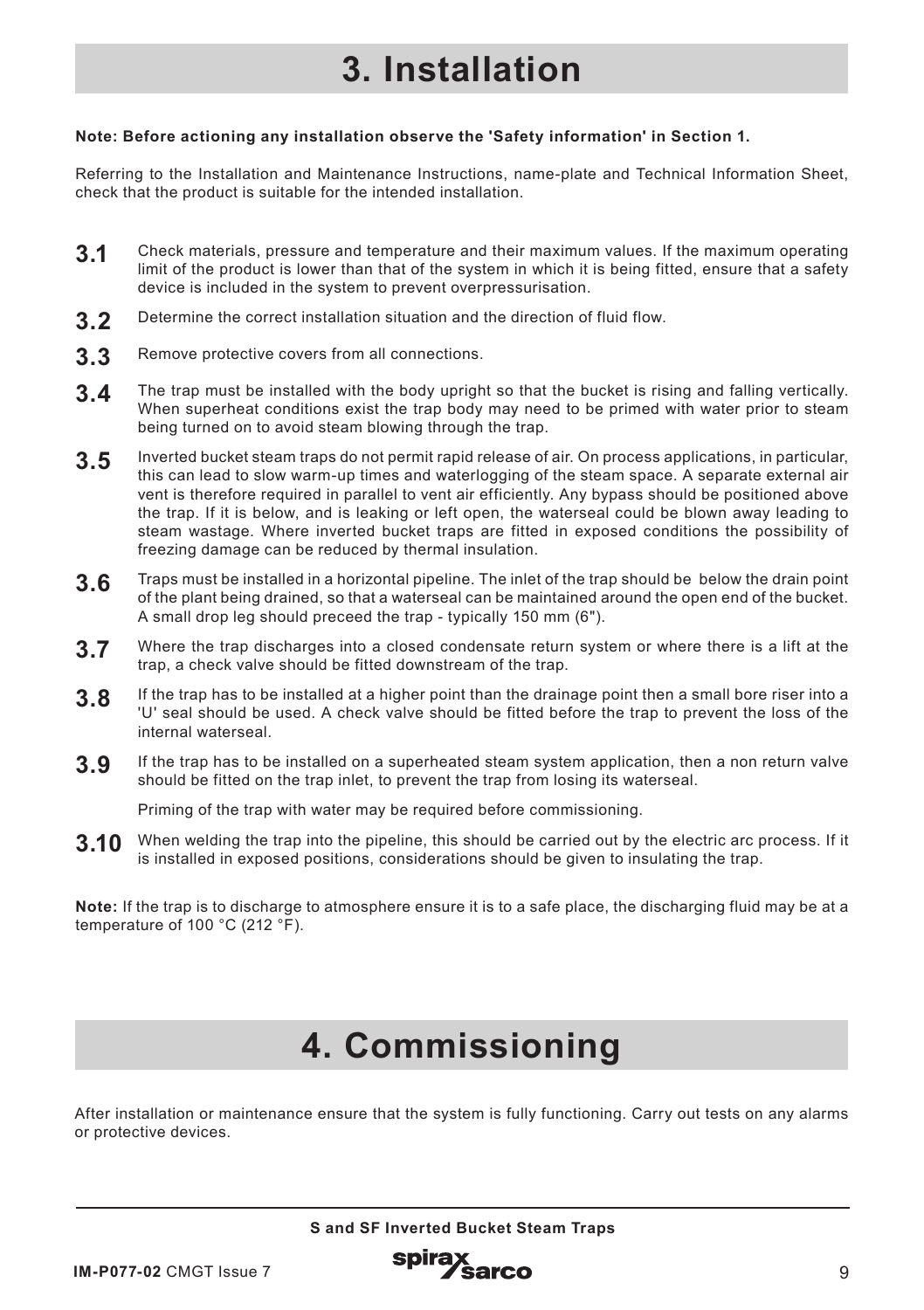# 3. Installation

**Note: Before actioning any installation observe the 'Safety information' in Section 1.**

Referring to the Installation and Maintenance Instructions, name-plate and Technical Information Sheet, check that the product is suitable for the intended installation.

**3.1** Check materials, pressure and temperature and their maximum values. If the maximum operating limit of the product is lower than that of the system in which it is being fitted, ensure that a safety device is included in the system to prevent overpressurisation.

**3.2** Determine the correct installation situation and the direction of fluid flow.

**3.3** Remove protective covers from all connections.

**3.4** The trap must be installed with the body upright so that the bucket is rising and falling vertically. When superheat conditions exist the trap body may need to be primed with water prior to steam being turned on to avoid steam blowing through the trap.

**3.5** Inverted bucket steam traps do not permit rapid release of air. On process applications, in particular, this can lead to slow warm-up times and waterlogging of the steam space. A separate external air vent is therefore required in parallel to vent air efficiently. Any bypass should be positioned above the trap. If it is below, and is leaking or left open, the waterseal could be blown away leading to steam wastage. Where inverted bucket traps are fitted in exposed conditions the possibility of freezing damage can be reduced by thermal insulation.

**3.6** Traps must be installed in a horizontal pipeline. The inlet of the trap should be below the drain point of the plant being drained, so that a waterseal can be maintained around the open end of the bucket. A small drop leg should preceed the trap - typically 150 mm (6").

**3.7** Where the trap discharges into a closed condensate return system or where there is a lift at the trap, a check valve should be fitted downstream of the trap.

**3.8** If the trap has to be installed at a higher point than the drainage point then a small bore riser into a 'U' seal should be used. A check valve should be fitted before the trap to prevent the loss of the internal waterseal.

**3.9** If the trap has to be installed on a superheated steam system application, then a non return valve should be fitted on the trap inlet, to prevent the trap from losing its waterseal.

Priming of the trap with water may be required before commissioning.

**3.10** When welding the trap into the pipeline, this should be carried out by the electric arc process. If it is installed in exposed positions, considerations should be given to insulating the trap.

**Note:** If the trap is to discharge to atmosphere ensure it is to a safe place, the discharging fluid may be at a temperature of 100 °C (212 °F).

# 4. Commissioning

After installation or maintenance ensure that the system is fully functioning. Carry out tests on any alarms or protective devices.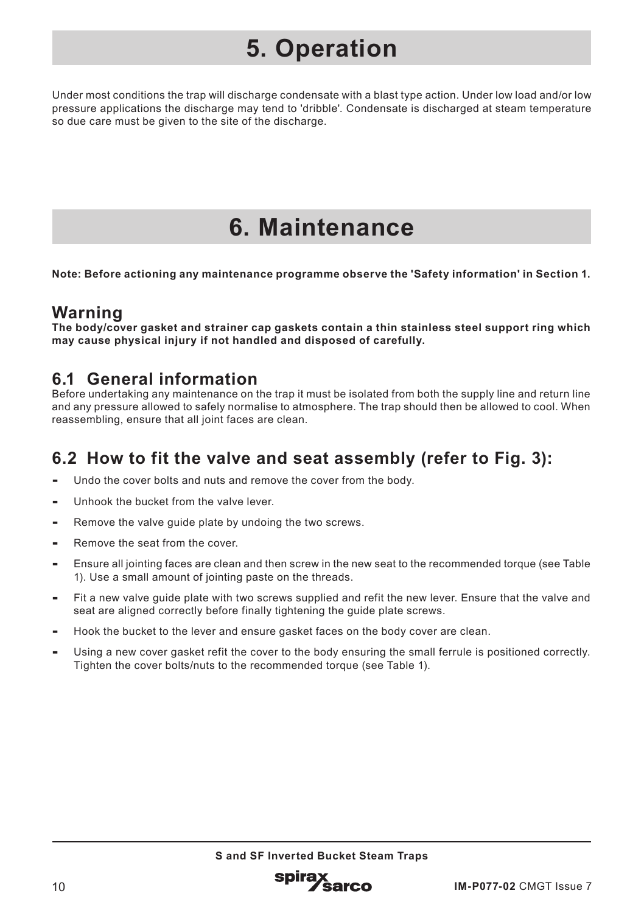# 5. Operation

Under most conditions the trap will discharge condensate with a blast type action. Under low load and/or low pressure applications the discharge may tend to 'dribble'. Condensate is discharged at steam temperature so due care must be given to the site of the discharge.

# 6. Maintenance

**Note: Before actioning any maintenance programme observe the 'Safety information' in Section 1.**

## Warning

**The body/cover gasket and strainer cap gaskets contain a thin stainless steel support ring which may cause physical injury if not handled and disposed of carefully.**

## 6.1 General information

Before undertaking any maintenance on the trap it must be isolated from both the supply line and return line and any pressure allowed to safely normalise to atmosphere. The trap should then be allowed to cool. When reassembling, ensure that all joint faces are clean.

## 6.2 How to fit the valve and seat assembly (refer to Fig. 3):

- Undo the cover bolts and nuts and remove the cover from the body.
- Unhook the bucket from the valve lever.
- Remove the valve guide plate by undoing the two screws.
- Remove the seat from the cover.
- Ensure all jointing faces are clean and then screw in the new seat to the recommended torque (see Table 1). Use a small amount of jointing paste on the threads.
- Fit a new valve guide plate with two screws supplied and refit the new lever. Ensure that the valve and seat are aligned correctly before finally tightening the guide plate screws.
- Hook the bucket to the lever and ensure gasket faces on the body cover are clean.
- Using a new cover gasket refit the cover to the body ensuring the small ferrule is positioned correctly. Tighten the cover bolts/nuts to the recommended torque (see Table 1).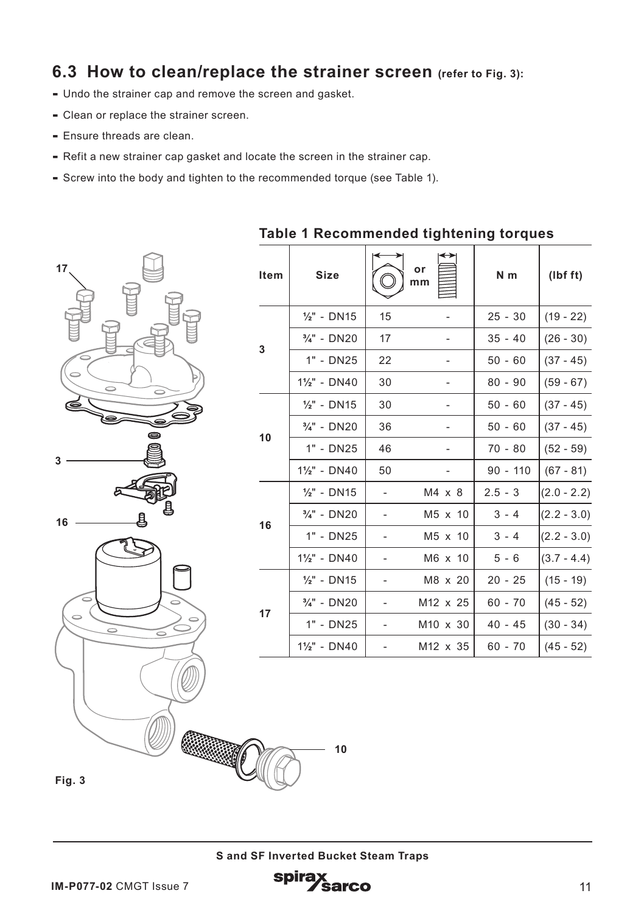## 6.3 How to clean/replace the strainer screen (refer to Fig. 3):

- Undo the strainer cap and remove the screen and gasket.
- Clean or replace the strainer screen.
- Ensure threads are clean.
- Refit a new strainer cap gasket and locate the screen in the strainer cap.
- Screw into the body and tighten to the recommended torque (see Table 1).

### Table 1 Recommended tightening torques

| Item | Size | or mm | | N m | (lbf ft) |
|---|---|---|---|---|---|
| 3 | ½" - DN15 | 15 | - | 25 - 30 | (19 - 22) |
| | ¾" - DN20 | 17 | - | 35 - 40 | (26 - 30) |
| | 1" - DN25 | 22 | - | 50 - 60 | (37 - 45) |
| | 1½" - DN40 | 30 | - | 80 - 90 | (59 - 67) |
| 10 | ½" - DN15 | 30 | - | 50 - 60 | (37 - 45) |
| | ¾" - DN20 | 36 | - | 50 - 60 | (37 - 45) |
| | 1" - DN25 | 46 | - | 70 - 80 | (52 - 59) |
| | 1½" - DN40 | 50 | - | 90 - 110 | (67 - 81) |
| 16 | ½" - DN15 | - | M4 x 8 | 2.5 - 3 | (2.0 - 2.2) |
| | ¾" - DN20 | - | M5 x 10 | 3 - 4 | (2.2 - 3.0) |
| | 1" - DN25 | - | M5 x 10 | 3 - 4 | (2.2 - 3.0) |
| | 1½" - DN40 | - | M6 x 10 | 5 - 6 | (3.7 - 4.4) |
| 17 | ½" - DN15 | - | M8 x 20 | 20 - 25 | (15 - 19) |
| | ¾" - DN20 | - | M12 x 25 | 60 - 70 | (45 - 52) |
| | 1" - DN25 | - | M10 x 30 | 40 - 45 | (30 - 34) |
| | 1½" - DN40 | - | M12 x 35 | 60 - 70 | (45 - 52) |

17

3

16

10

Fig. 3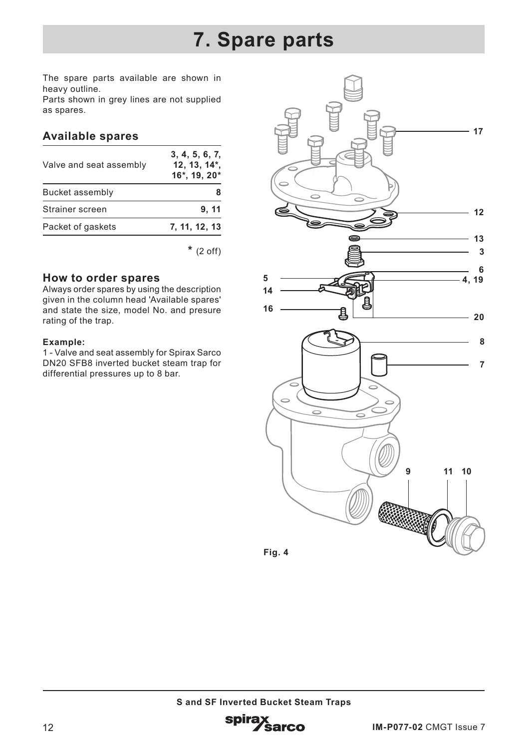# 7. Spare parts

The spare parts available are shown in heavy outline.
Parts shown in grey lines are not supplied as spares.

## Available spares

| | |
|---|---|
| Valve and seat assembly | 3, 4, 5, 6, 7, 12, 13, 14*, 16*, 19, 20* |
| Bucket assembly | 8 |
| Strainer screen | 9, 11 |
| Packet of gaskets | 7, 11, 12, 13 |

\* (2 off)

## How to order spares

Always order spares by using the description given in the column head 'Available spares' and state the size, model No. and presure rating of the trap.

**Example:**

1 - Valve and seat assembly for Spirax Sarco DN20 SFB8 inverted bucket steam trap for differential pressures up to 8 bar.

17
12
13
3
5
6
14
4, 19
16
20
8
7
9
11
10

Fig. 4